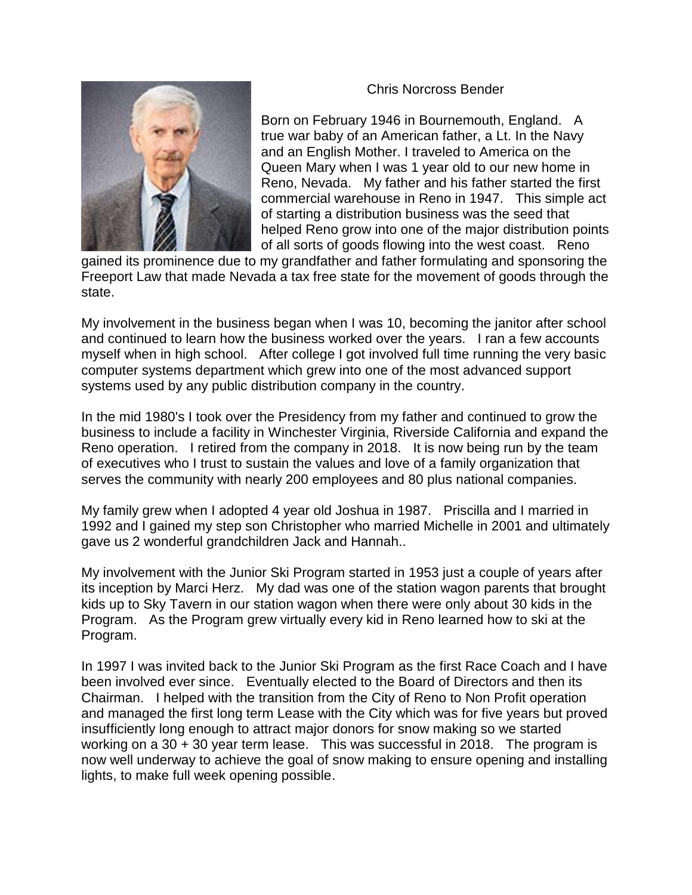# Chris Norcross Bender

Born on February 1946 in Bournemouth, England. A true war baby of an American father, a Lt. In the Navy and an English Mother. I traveled to America on the Queen Mary when I was 1 year old to our new home in Reno, Nevada. My father and his father started the first commercial warehouse in Reno in 1947. This simple act of starting a distribution business was the seed that helped Reno grow into one of the major distribution points of all sorts of goods flowing into the west coast. Reno gained its prominence due to my grandfather and father formulating and sponsoring the Freeport Law that made Nevada a tax free state for the movement of goods through the state.

My involvement in the business began when I was 10, becoming the janitor after school and continued to learn how the business worked over the years. I ran a few accounts myself when in high school. After college I got involved full time running the very basic computer systems department which grew into one of the most advanced support systems used by any public distribution company in the country.

In the mid 1980's I took over the Presidency from my father and continued to grow the business to include a facility in Winchester Virginia, Riverside California and expand the Reno operation. I retired from the company in 2018. It is now being run by the team of executives who I trust to sustain the values and love of a family organization that serves the community with nearly 200 employees and 80 plus national companies.

My family grew when I adopted 4 year old Joshua in 1987. Priscilla and I married in 1992 and I gained my step son Christopher who married Michelle in 2001 and ultimately gave us 2 wonderful grandchildren Jack and Hannah..

My involvement with the Junior Ski Program started in 1953 just a couple of years after its inception by Marci Herz. My dad was one of the station wagon parents that brought kids up to Sky Tavern in our station wagon when there were only about 30 kids in the Program. As the Program grew virtually every kid in Reno learned how to ski at the Program.

In 1997 I was invited back to the Junior Ski Program as the first Race Coach and I have been involved ever since. Eventually elected to the Board of Directors and then its Chairman. I helped with the transition from the City of Reno to Non Profit operation and managed the first long term Lease with the City which was for five years but proved insufficiently long enough to attract major donors for snow making so we started working on a 30 + 30 year term lease. This was successful in 2018. The program is now well underway to achieve the goal of snow making to ensure opening and installing lights, to make full week opening possible.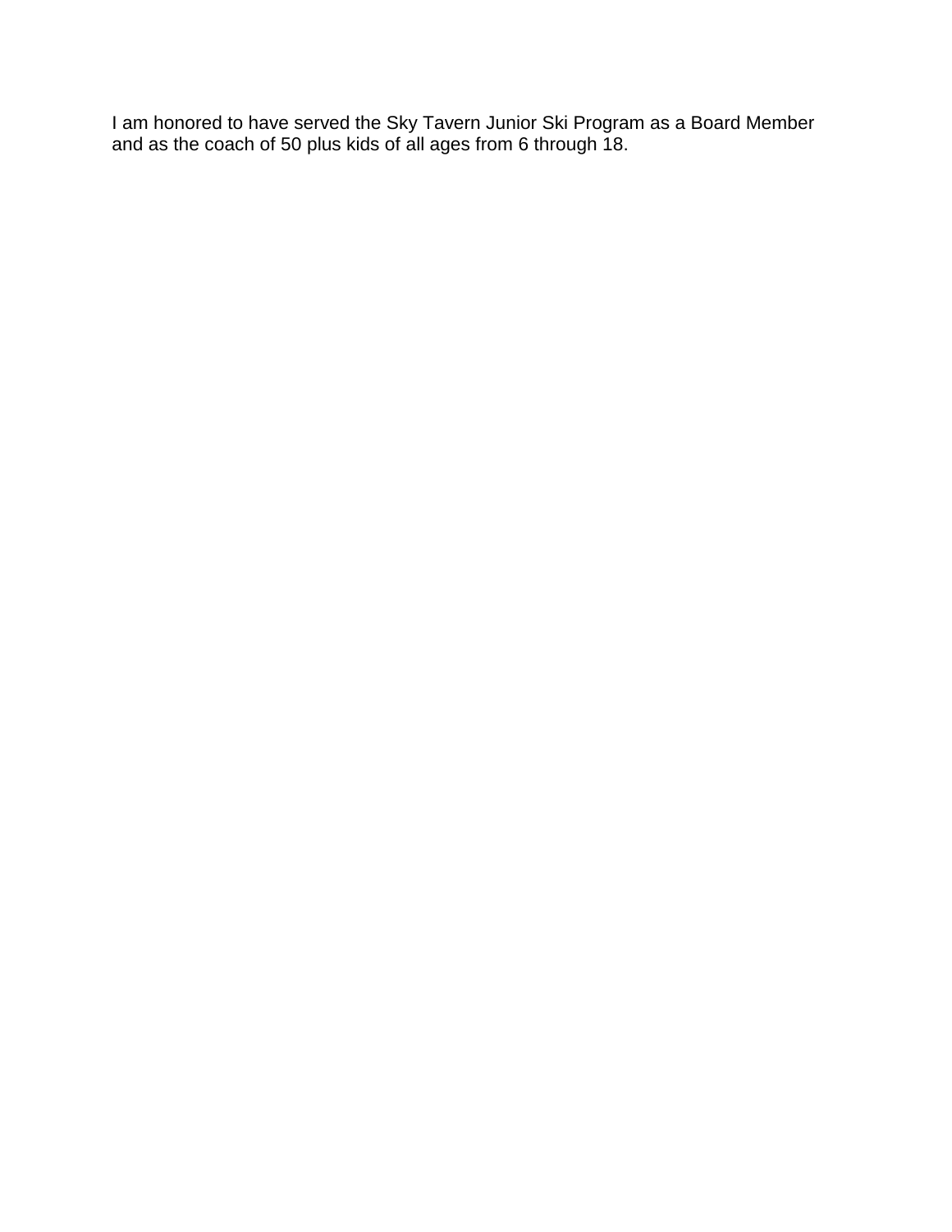I am honored to have served the Sky Tavern Junior Ski Program as a Board Member and as the coach of 50 plus kids of all ages from 6 through 18.